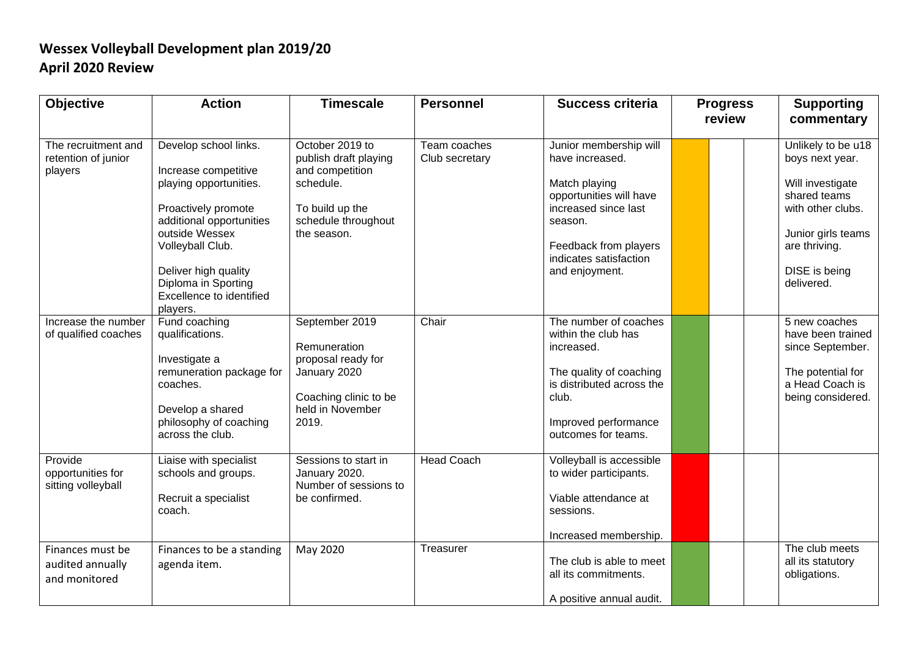# Wessex Volleyball Development plan 2019/20
# April 2020 Review

| Objective | Action | Timescale | Personnel | Success criteria | Progress review | | | Supporting commentary |
|---|---|---|---|---|---|---|---|---|
| The recruitment and retention of junior players | Develop school links.<br><br>Increase competitive playing opportunities.<br><br>Proactively promote additional opportunities outside Wessex Volleyball Club.<br><br>Deliver high quality Diploma in Sporting Excellence to identified players. | October 2019 to publish draft playing and competition schedule.<br><br>To build up the schedule throughout the season. | Team coaches<br>Club secretary | Junior membership will have increased.<br><br>Match playing opportunities will have increased since last season.<br><br>Feedback from players indicates satisfaction and enjoyment. | | | | Unlikely to be u18 boys next year.<br><br>Will investigate shared teams with other clubs.<br><br>Junior girls teams are thriving.<br><br>DISE is being delivered. |
| Increase the number of qualified coaches | Fund coaching qualifications.<br><br>Investigate a remuneration package for coaches.<br><br>Develop a shared philosophy of coaching across the club. | September 2019<br><br>Remuneration proposal ready for January 2020<br><br>Coaching clinic to be held in November 2019. | Chair | The number of coaches within the club has increased.<br><br>The quality of coaching is distributed across the club.<br><br>Improved performance outcomes for teams. | | | | 5 new coaches have been trained since September.<br><br>The potential for a Head Coach is being considered. |
| Provide opportunities for sitting volleyball | Liaise with specialist schools and groups.<br><br>Recruit a specialist coach. | Sessions to start in January 2020. Number of sessions to be confirmed. | Head Coach | Volleyball is accessible to wider participants.<br><br>Viable attendance at sessions.<br><br>Increased membership. | | | | |
| Finances must be audited annually and monitored | Finances to be a standing agenda item. | May 2020 | Treasurer | The club is able to meet all its commitments.<br><br>A positive annual audit. | | | | The club meets all its statutory obligations. |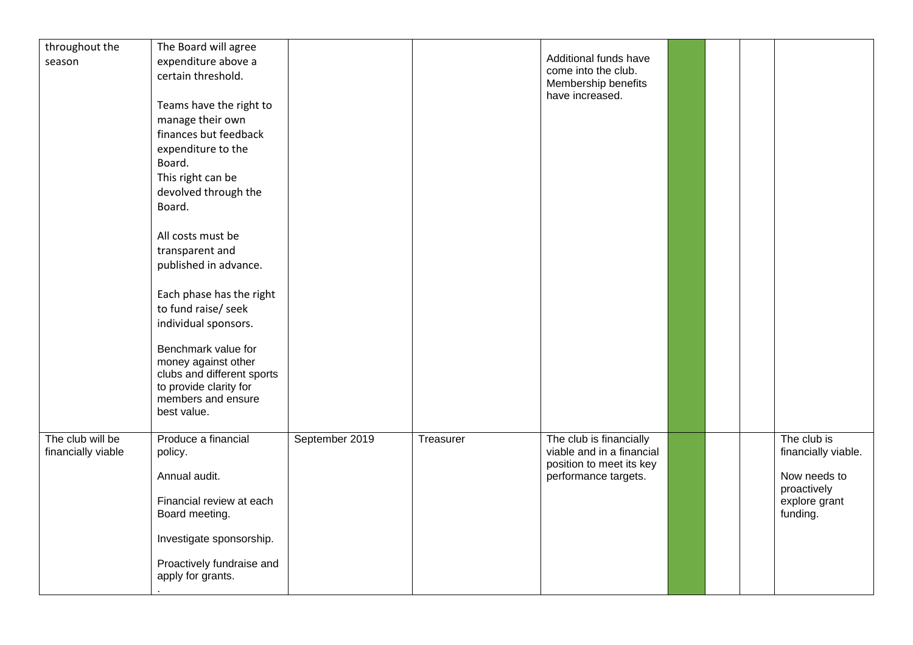| | | | | | | | | |
|---|---|---|---|---|---|---|---|---|
| throughout the season | The Board will agree expenditure above a certain threshold.<br><br>Teams have the right to manage their own finances but feedback expenditure to the Board.<br>This right can be devolved through the Board.<br><br>All costs must be transparent and published in advance.<br><br>Each phase has the right to fund raise/ seek individual sponsors.<br><br>Benchmark value for money against other clubs and different sports to provide clarity for members and ensure best value. | | | Additional funds have come into the club. Membership benefits have increased. | | | | |
| The club will be financially viable | Produce a financial policy.<br><br>Annual audit.<br><br>Financial review at each Board meeting.<br><br>Investigate sponsorship.<br><br>Proactively fundraise and apply for grants.<br>. | September 2019 | Treasurer | The club is financially viable and in a financial position to meet its key performance targets. | | | | The club is financially viable.<br><br>Now needs to proactively explore grant funding. |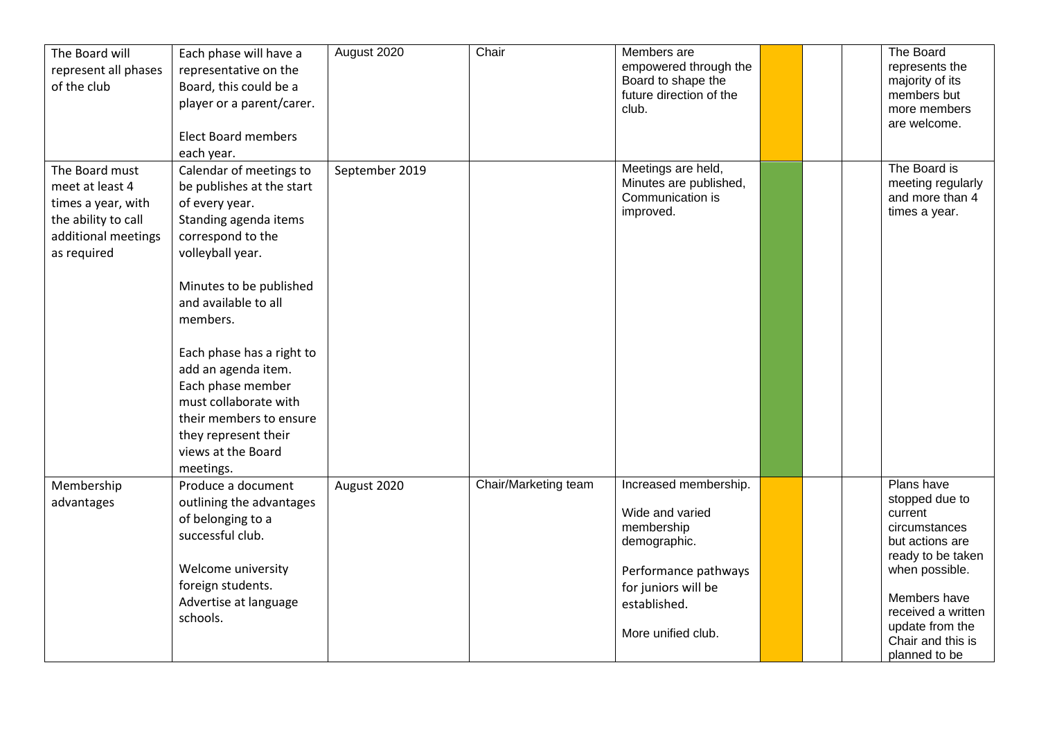| | | | | | | | | |
|---|---|---|---|---|---|---|---|---|
| The Board will represent all phases of the club | Each phase will have a representative on the Board, this could be a player or a parent/carer.<br><br>Elect Board members each year. | August 2020 | Chair | Members are empowered through the Board to shape the future direction of the club. | | | | The Board represents the majority of its members but more members are welcome. |
| The Board must meet at least 4 times a year, with the ability to call additional meetings as required | Calendar of meetings to be publishes at the start of every year.<br>Standing agenda items correspond to the volleyball year.<br><br>Minutes to be published and available to all members.<br><br>Each phase has a right to add an agenda item.<br>Each phase member must collaborate with their members to ensure they represent their views at the Board meetings. | September 2019 | | Meetings are held, Minutes are published, Communication is improved. | | | | The Board is meeting regularly and more than 4 times a year. |
| Membership advantages | Produce a document outlining the advantages of belonging to a successful club.<br><br>Welcome university foreign students.<br>Advertise at language schools. | August 2020 | Chair/Marketing team | Increased membership.<br><br>Wide and varied membership demographic.<br><br>Performance pathways for juniors will be established.<br><br>More unified club. | | | | Plans have stopped due to current circumstances but actions are ready to be taken when possible.<br><br>Members have received a written update from the Chair and this is planned to be |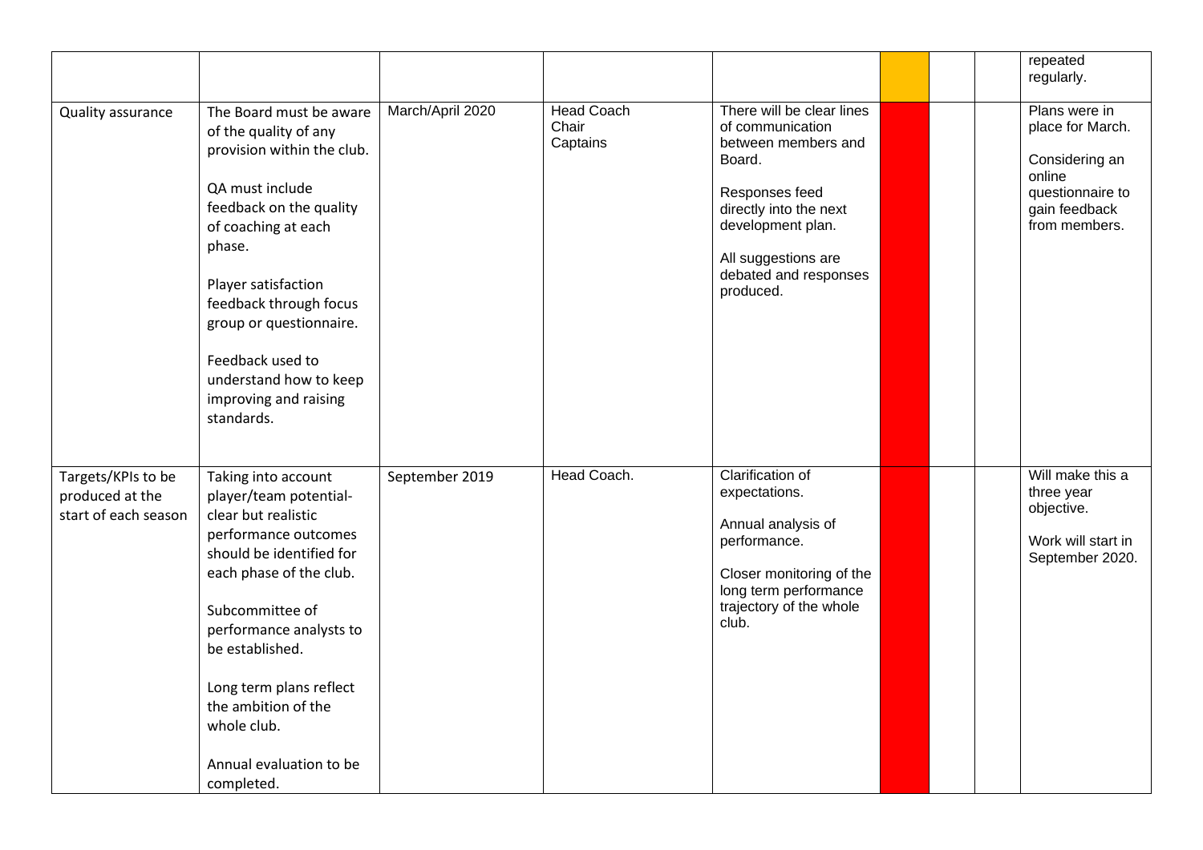| | | | | | | | | |
|---|---|---|---|---|---|---|---|---|
| | | | | | | | | repeated regularly. |
| Quality assurance | The Board must be aware of the quality of any provision within the club.<br><br>QA must include feedback on the quality of coaching at each phase.<br><br>Player satisfaction feedback through focus group or questionnaire.<br><br>Feedback used to understand how to keep improving and raising standards. | March/April 2020 | Head Coach<br>Chair<br>Captains | There will be clear lines of communication between members and Board.<br><br>Responses feed directly into the next development plan.<br><br>All suggestions are debated and responses produced. | | | | Plans were in place for March.<br><br>Considering an online questionnaire to gain feedback from members. |
| Targets/KPIs to be produced at the start of each season | Taking into account player/team potential- clear but realistic performance outcomes should be identified for each phase of the club.<br><br>Subcommittee of performance analysts to be established.<br><br>Long term plans reflect the ambition of the whole club.<br><br>Annual evaluation to be completed. | September 2019 | Head Coach. | Clarification of expectations.<br><br>Annual analysis of performance.<br><br>Closer monitoring of the long term performance trajectory of the whole club. | | | | Will make this a three year objective.<br><br>Work will start in September 2020. |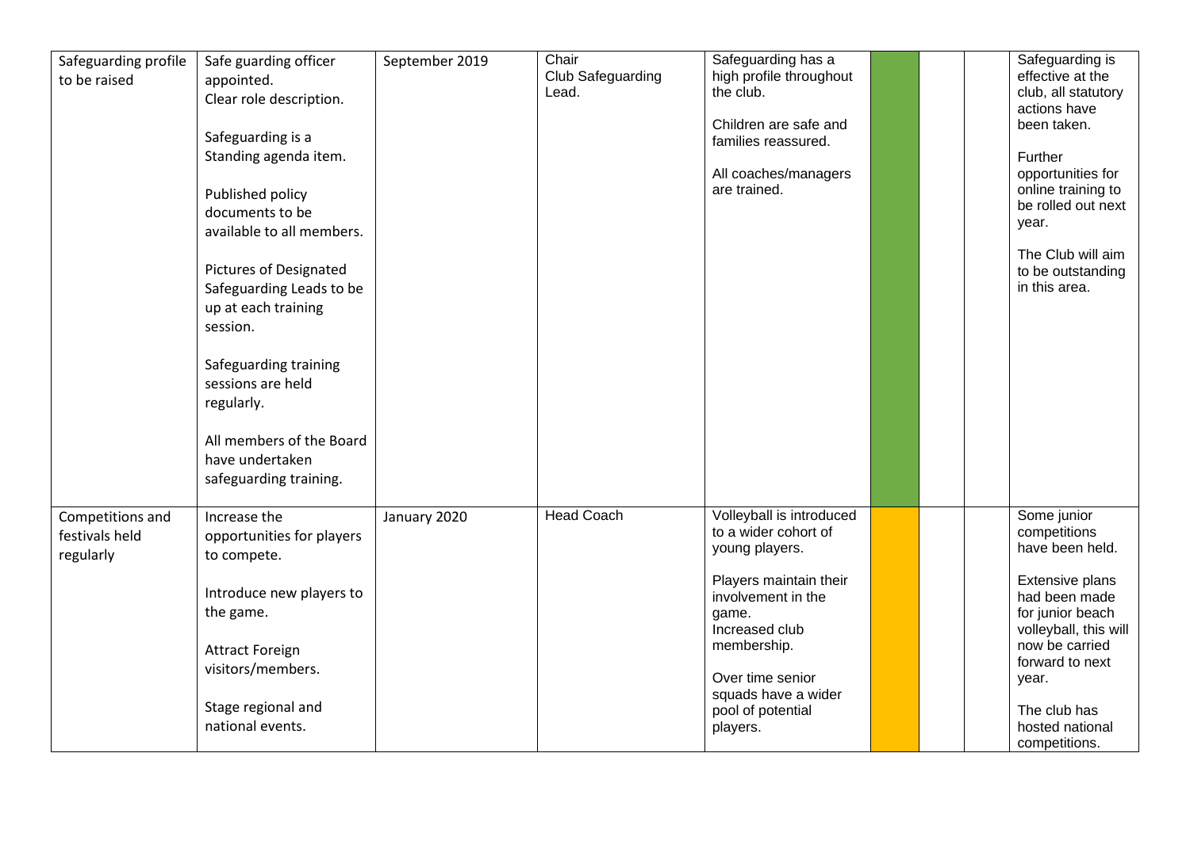| | | | | | | | | |
|---|---|---|---|---|---|---|---|---|
| Safeguarding profile to be raised | Safe guarding officer appointed.<br>Clear role description.<br><br>Safeguarding is a Standing agenda item.<br><br>Published policy documents to be available to all members.<br><br>Pictures of Designated Safeguarding Leads to be up at each training session.<br><br>Safeguarding training sessions are held regularly.<br><br>All members of the Board have undertaken safeguarding training. | September 2019 | Chair<br>Club Safeguarding Lead. | Safeguarding has a high profile throughout the club.<br><br>Children are safe and families reassured.<br><br>All coaches/managers are trained. | | | | Safeguarding is effective at the club, all statutory actions have been taken.<br><br>Further opportunities for online training to be rolled out next year.<br><br>The Club will aim to be outstanding in this area. |
| Competitions and festivals held regularly | Increase the opportunities for players to compete.<br><br>Introduce new players to the game.<br><br>Attract Foreign visitors/members.<br><br>Stage regional and national events. | January 2020 | Head Coach | Volleyball is introduced to a wider cohort of young players.<br><br>Players maintain their involvement in the game.<br>Increased club membership.<br><br>Over time senior squads have a wider pool of potential players. | | | | Some junior competitions have been held.<br><br>Extensive plans had been made for junior beach volleyball, this will now be carried forward to next year.<br><br>The club has hosted national competitions. |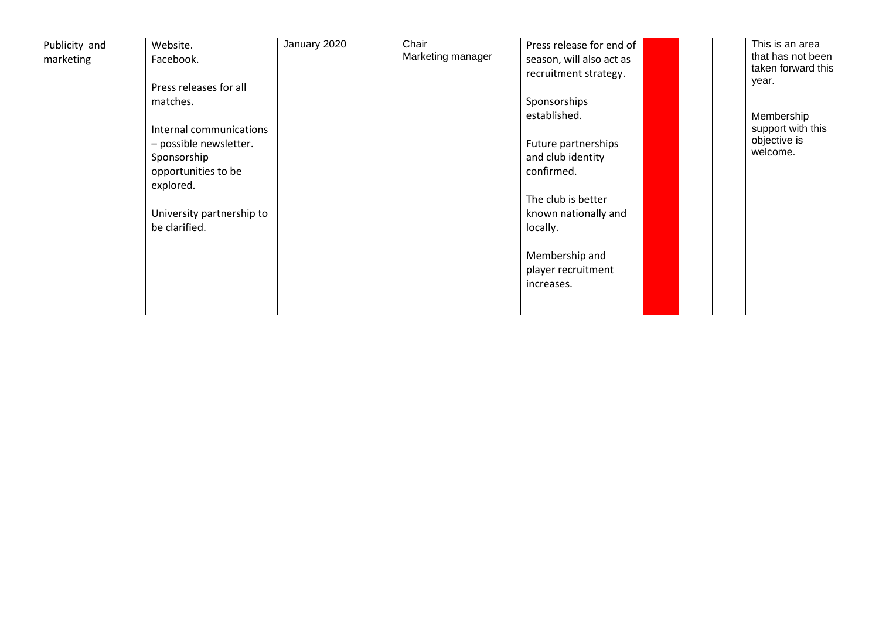| | | | | | | | | |
|---|---|---|---|---|---|---|---|---|
| Publicity and marketing | Website.<br>Facebook.<br><br>Press releases for all matches.<br><br>Internal communications – possible newsletter.<br>Sponsorship opportunities to be explored.<br><br>University partnership to be clarified. | January 2020 | Chair<br>Marketing manager | Press release for end of season, will also act as recruitment strategy.<br><br>Sponsorships established.<br><br>Future partnerships and club identity confirmed.<br><br>The club is better known nationally and locally.<br><br>Membership and player recruitment increases. | | | | This is an area that has not been taken forward this year.<br><br>Membership support with this objective is welcome. |